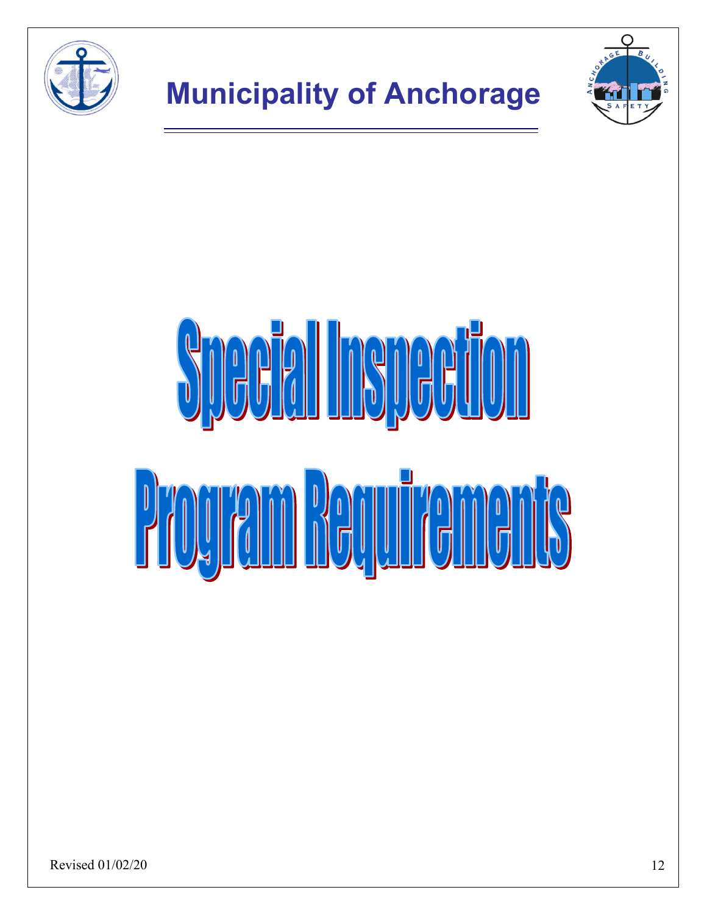# Municipality of Anchorage

# Special Inspection Program Requirements

Revised 01/02/20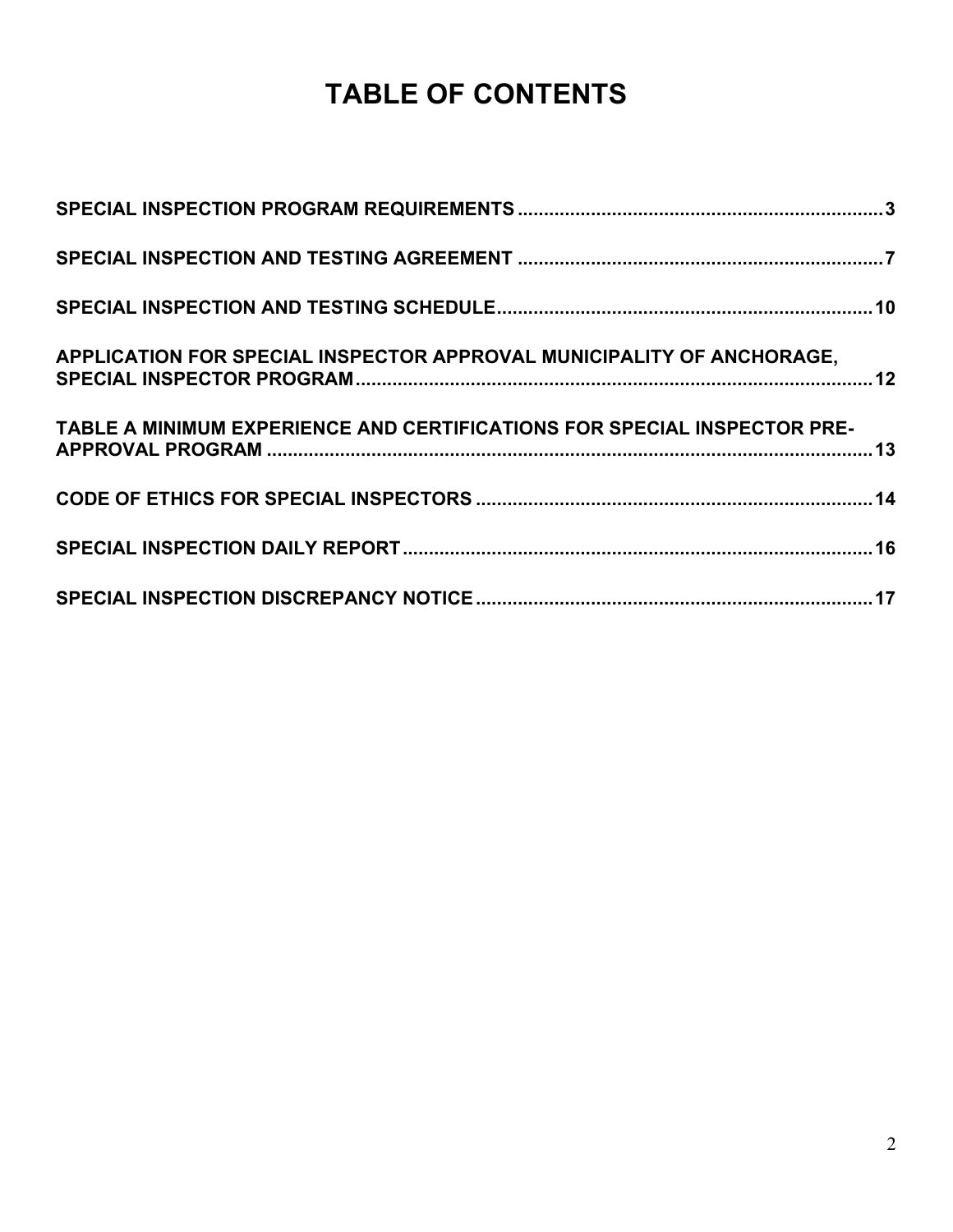# TABLE OF CONTENTS

**SPECIAL INSPECTION PROGRAM REQUIREMENTS .................................................................... 3**

**SPECIAL INSPECTION AND TESTING AGREEMENT ..................................................................... 7**

**SPECIAL INSPECTION AND TESTING SCHEDULE ...................................................................... 10**

**APPLICATION FOR SPECIAL INSPECTOR APPROVAL MUNICIPALITY OF ANCHORAGE, SPECIAL INSPECTOR PROGRAM ................................................................................................. 12**

**TABLE A MINIMUM EXPERIENCE AND CERTIFICATIONS FOR SPECIAL INSPECTOR PRE-APPROVAL PROGRAM ................................................................................................................. 13**

**CODE OF ETHICS FOR SPECIAL INSPECTORS .......................................................................... 14**

**SPECIAL INSPECTION DAILY REPORT ......................................................................................... 16**

**SPECIAL INSPECTION DISCREPANCY NOTICE ........................................................................... 17**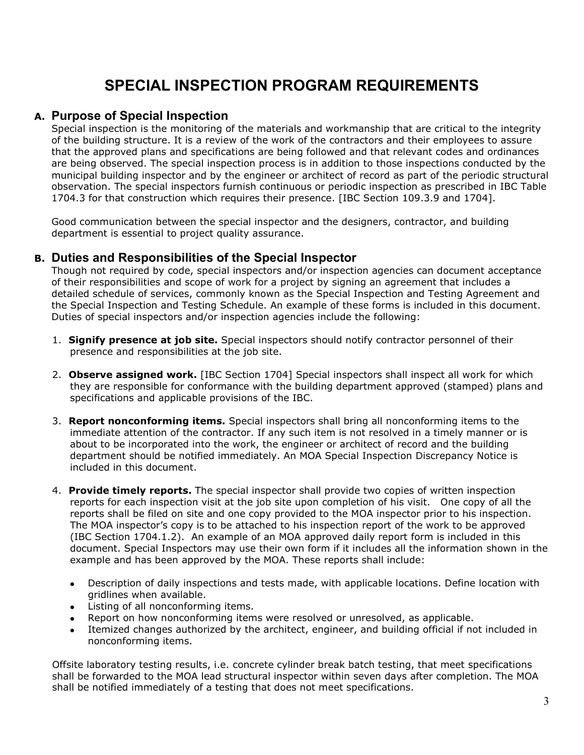# SPECIAL INSPECTION PROGRAM REQUIREMENTS

## A. Purpose of Special Inspection

Special inspection is the monitoring of the materials and workmanship that are critical to the integrity of the building structure. It is a review of the work of the contractors and their employees to assure that the approved plans and specifications are being followed and that relevant codes and ordinances are being observed. The special inspection process is in addition to those inspections conducted by the municipal building inspector and by the engineer or architect of record as part of the periodic structural observation. The special inspectors furnish continuous or periodic inspection as prescribed in IBC Table 1704.3 for that construction which requires their presence. [IBC Section 109.3.9 and 1704].

Good communication between the special inspector and the designers, contractor, and building department is essential to project quality assurance.

## B. Duties and Responsibilities of the Special Inspector

Though not required by code, special inspectors and/or inspection agencies can document acceptance of their responsibilities and scope of work for a project by signing an agreement that includes a detailed schedule of services, commonly known as the Special Inspection and Testing Agreement and the Special Inspection and Testing Schedule. An example of these forms is included in this document. Duties of special inspectors and/or inspection agencies include the following:

1. **Signify presence at job site.** Special inspectors should notify contractor personnel of their presence and responsibilities at the job site.

2. **Observe assigned work.** [IBC Section 1704] Special inspectors shall inspect all work for which they are responsible for conformance with the building department approved (stamped) plans and specifications and applicable provisions of the IBC.

3. **Report nonconforming items.** Special inspectors shall bring all nonconforming items to the immediate attention of the contractor. If any such item is not resolved in a timely manner or is about to be incorporated into the work, the engineer or architect of record and the building department should be notified immediately. An MOA Special Inspection Discrepancy Notice is included in this document.

4. **Provide timely reports.** The special inspector shall provide two copies of written inspection reports for each inspection visit at the job site upon completion of his visit. One copy of all the reports shall be filed on site and one copy provided to the MOA inspector prior to his inspection. The MOA inspector's copy is to be attached to his inspection report of the work to be approved (IBC Section 1704.1.2). An example of an MOA approved daily report form is included in this document. Special Inspectors may use their own form if it includes all the information shown in the example and has been approved by the MOA. These reports shall include:

   - Description of daily inspections and tests made, with applicable locations. Define location with gridlines when available.
   - Listing of all nonconforming items.
   - Report on how nonconforming items were resolved or unresolved, as applicable.
   - Itemized changes authorized by the architect, engineer, and building official if not included in nonconforming items.

   Offsite laboratory testing results, i.e. concrete cylinder break batch testing, that meet specifications shall be forwarded to the MOA lead structural inspector within seven days after completion. The MOA shall be notified immediately of a testing that does not meet specifications.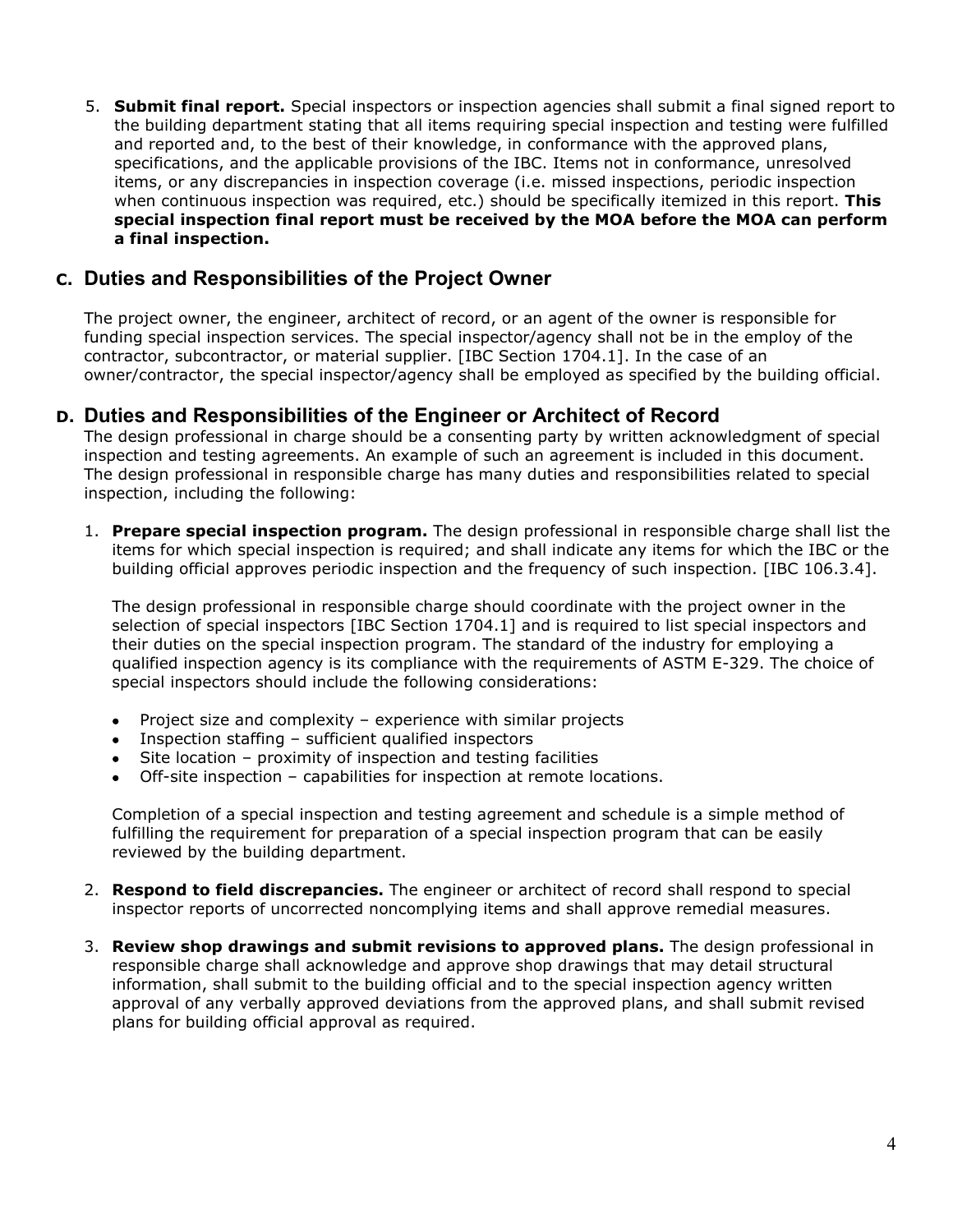5. **Submit final report.** Special inspectors or inspection agencies shall submit a final signed report to the building department stating that all items requiring special inspection and testing were fulfilled and reported and, to the best of their knowledge, in conformance with the approved plans, specifications, and the applicable provisions of the IBC. Items not in conformance, unresolved items, or any discrepancies in inspection coverage (i.e. missed inspections, periodic inspection when continuous inspection was required, etc.) should be specifically itemized in this report. **This special inspection final report must be received by the MOA before the MOA can perform a final inspection.**

## C. Duties and Responsibilities of the Project Owner

The project owner, the engineer, architect of record, or an agent of the owner is responsible for funding special inspection services. The special inspector/agency shall not be in the employ of the contractor, subcontractor, or material supplier. [IBC Section 1704.1]. In the case of an owner/contractor, the special inspector/agency shall be employed as specified by the building official.

## D. Duties and Responsibilities of the Engineer or Architect of Record

The design professional in charge should be a consenting party by written acknowledgment of special inspection and testing agreements. An example of such an agreement is included in this document. The design professional in responsible charge has many duties and responsibilities related to special inspection, including the following:

1. **Prepare special inspection program.** The design professional in responsible charge shall list the items for which special inspection is required; and shall indicate any items for which the IBC or the building official approves periodic inspection and the frequency of such inspection. [IBC 106.3.4].

   The design professional in responsible charge should coordinate with the project owner in the selection of special inspectors [IBC Section 1704.1] and is required to list special inspectors and their duties on the special inspection program. The standard of the industry for employing a qualified inspection agency is its compliance with the requirements of ASTM E-329. The choice of special inspectors should include the following considerations:

   - Project size and complexity – experience with similar projects
   - Inspection staffing – sufficient qualified inspectors
   - Site location – proximity of inspection and testing facilities
   - Off-site inspection – capabilities for inspection at remote locations.

   Completion of a special inspection and testing agreement and schedule is a simple method of fulfilling the requirement for preparation of a special inspection program that can be easily reviewed by the building department.

2. **Respond to field discrepancies.** The engineer or architect of record shall respond to special inspector reports of uncorrected noncomplying items and shall approve remedial measures.

3. **Review shop drawings and submit revisions to approved plans.** The design professional in responsible charge shall acknowledge and approve shop drawings that may detail structural information, shall submit to the building official and to the special inspection agency written approval of any verbally approved deviations from the approved plans, and shall submit revised plans for building official approval as required.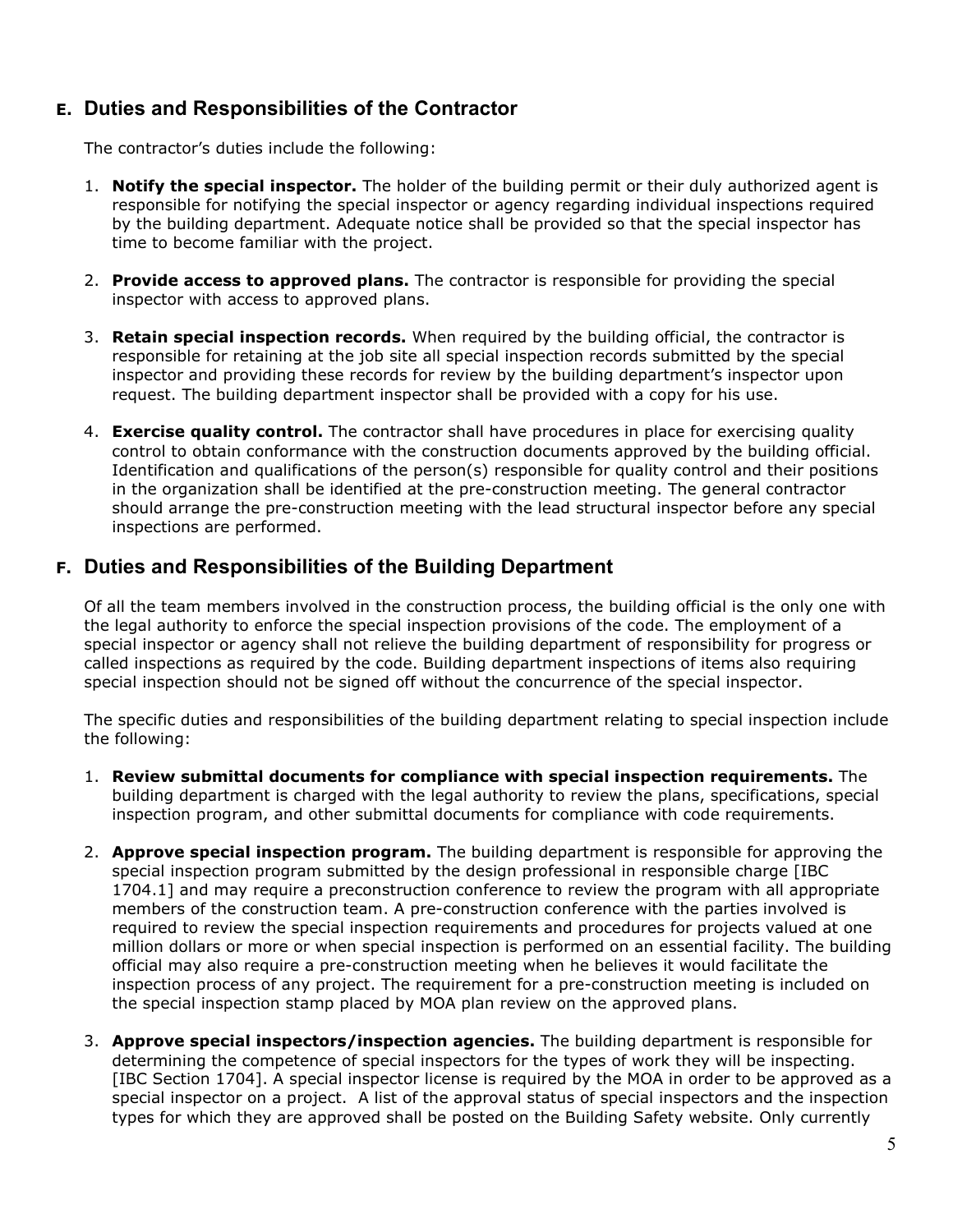## E. Duties and Responsibilities of the Contractor

The contractor's duties include the following:

1. **Notify the special inspector.** The holder of the building permit or their duly authorized agent is responsible for notifying the special inspector or agency regarding individual inspections required by the building department. Adequate notice shall be provided so that the special inspector has time to become familiar with the project.

2. **Provide access to approved plans.** The contractor is responsible for providing the special inspector with access to approved plans.

3. **Retain special inspection records.** When required by the building official, the contractor is responsible for retaining at the job site all special inspection records submitted by the special inspector and providing these records for review by the building department's inspector upon request. The building department inspector shall be provided with a copy for his use.

4. **Exercise quality control.** The contractor shall have procedures in place for exercising quality control to obtain conformance with the construction documents approved by the building official. Identification and qualifications of the person(s) responsible for quality control and their positions in the organization shall be identified at the pre-construction meeting. The general contractor should arrange the pre-construction meeting with the lead structural inspector before any special inspections are performed.

## F. Duties and Responsibilities of the Building Department

Of all the team members involved in the construction process, the building official is the only one with the legal authority to enforce the special inspection provisions of the code. The employment of a special inspector or agency shall not relieve the building department of responsibility for progress or called inspections as required by the code. Building department inspections of items also requiring special inspection should not be signed off without the concurrence of the special inspector.

The specific duties and responsibilities of the building department relating to special inspection include the following:

1. **Review submittal documents for compliance with special inspection requirements.** The building department is charged with the legal authority to review the plans, specifications, special inspection program, and other submittal documents for compliance with code requirements.

2. **Approve special inspection program.** The building department is responsible for approving the special inspection program submitted by the design professional in responsible charge [IBC 1704.1] and may require a preconstruction conference to review the program with all appropriate members of the construction team. A pre-construction conference with the parties involved is required to review the special inspection requirements and procedures for projects valued at one million dollars or more or when special inspection is performed on an essential facility. The building official may also require a pre-construction meeting when he believes it would facilitate the inspection process of any project. The requirement for a pre-construction meeting is included on the special inspection stamp placed by MOA plan review on the approved plans.

3. **Approve special inspectors/inspection agencies.** The building department is responsible for determining the competence of special inspectors for the types of work they will be inspecting. [IBC Section 1704]. A special inspector license is required by the MOA in order to be approved as a special inspector on a project. A list of the approval status of special inspectors and the inspection types for which they are approved shall be posted on the Building Safety website. Only currently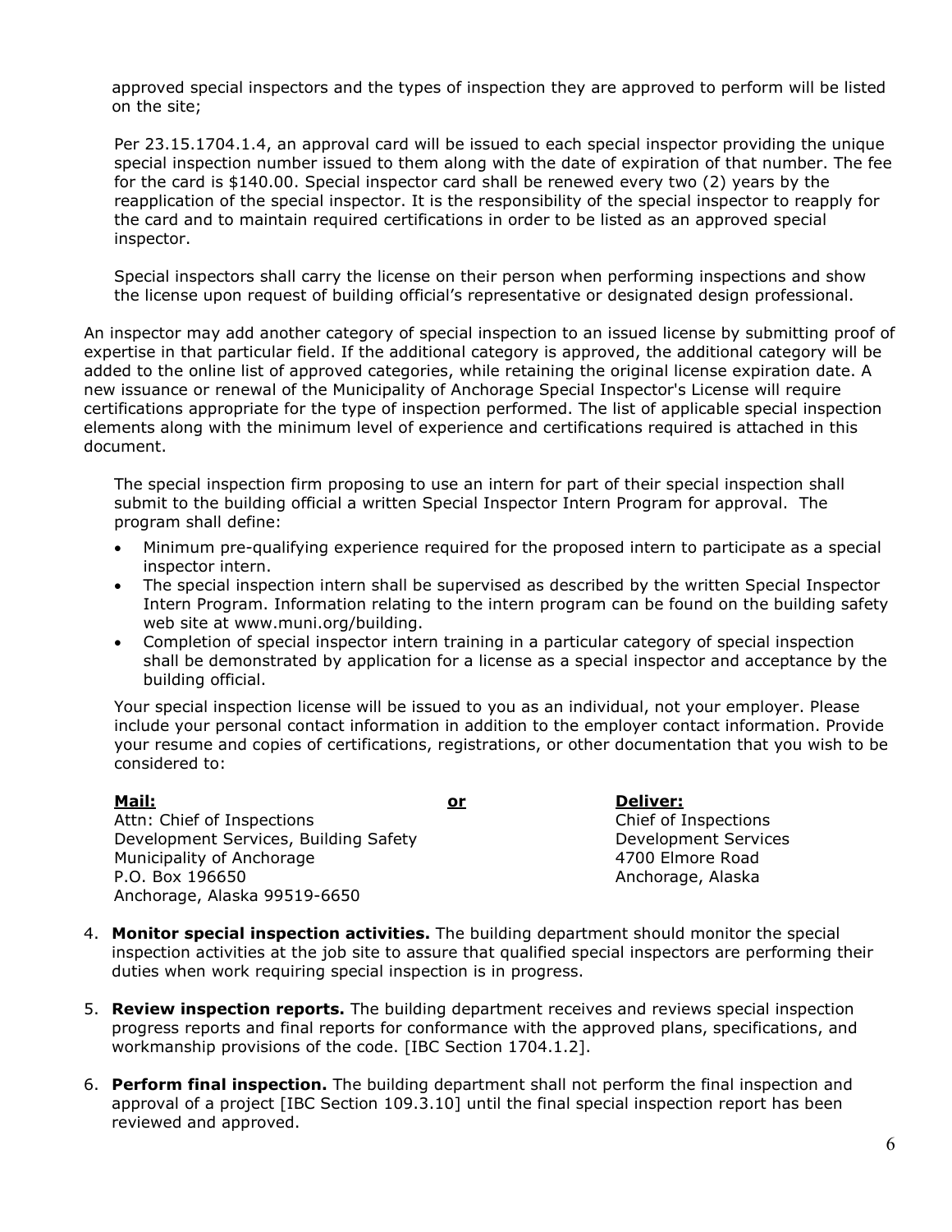approved special inspectors and the types of inspection they are approved to perform will be listed on the site;

Per 23.15.1704.1.4, an approval card will be issued to each special inspector providing the unique special inspection number issued to them along with the date of expiration of that number. The fee for the card is $140.00. Special inspector card shall be renewed every two (2) years by the reapplication of the special inspector. It is the responsibility of the special inspector to reapply for the card and to maintain required certifications in order to be listed as an approved special inspector.

Special inspectors shall carry the license on their person when performing inspections and show the license upon request of building official's representative or designated design professional.

An inspector may add another category of special inspection to an issued license by submitting proof of expertise in that particular field. If the additional category is approved, the additional category will be added to the online list of approved categories, while retaining the original license expiration date. A new issuance or renewal of the Municipality of Anchorage Special Inspector's License will require certifications appropriate for the type of inspection performed. The list of applicable special inspection elements along with the minimum level of experience and certifications required is attached in this document.

The special inspection firm proposing to use an intern for part of their special inspection shall submit to the building official a written Special Inspector Intern Program for approval. The program shall define:

- Minimum pre-qualifying experience required for the proposed intern to participate as a special inspector intern.
- The special inspection intern shall be supervised as described by the written Special Inspector Intern Program. Information relating to the intern program can be found on the building safety web site at www.muni.org/building.
- Completion of special inspector intern training in a particular category of special inspection shall be demonstrated by application for a license as a special inspector and acceptance by the building official.

Your special inspection license will be issued to you as an individual, not your employer. Please include your personal contact information in addition to the employer contact information. Provide your resume and copies of certifications, registrations, or other documentation that you wish to be considered to:

**Mail:**
Attn: Chief of Inspections
Development Services, Building Safety
Municipality of Anchorage
P.O. Box 196650
Anchorage, Alaska 99519-6650

**or**

**Deliver:**
Chief of Inspections
Development Services
4700 Elmore Road
Anchorage, Alaska

4. **Monitor special inspection activities.** The building department should monitor the special inspection activities at the job site to assure that qualified special inspectors are performing their duties when work requiring special inspection is in progress.

5. **Review inspection reports.** The building department receives and reviews special inspection progress reports and final reports for conformance with the approved plans, specifications, and workmanship provisions of the code. [IBC Section 1704.1.2].

6. **Perform final inspection.** The building department shall not perform the final inspection and approval of a project [IBC Section 109.3.10] until the final special inspection report has been reviewed and approved.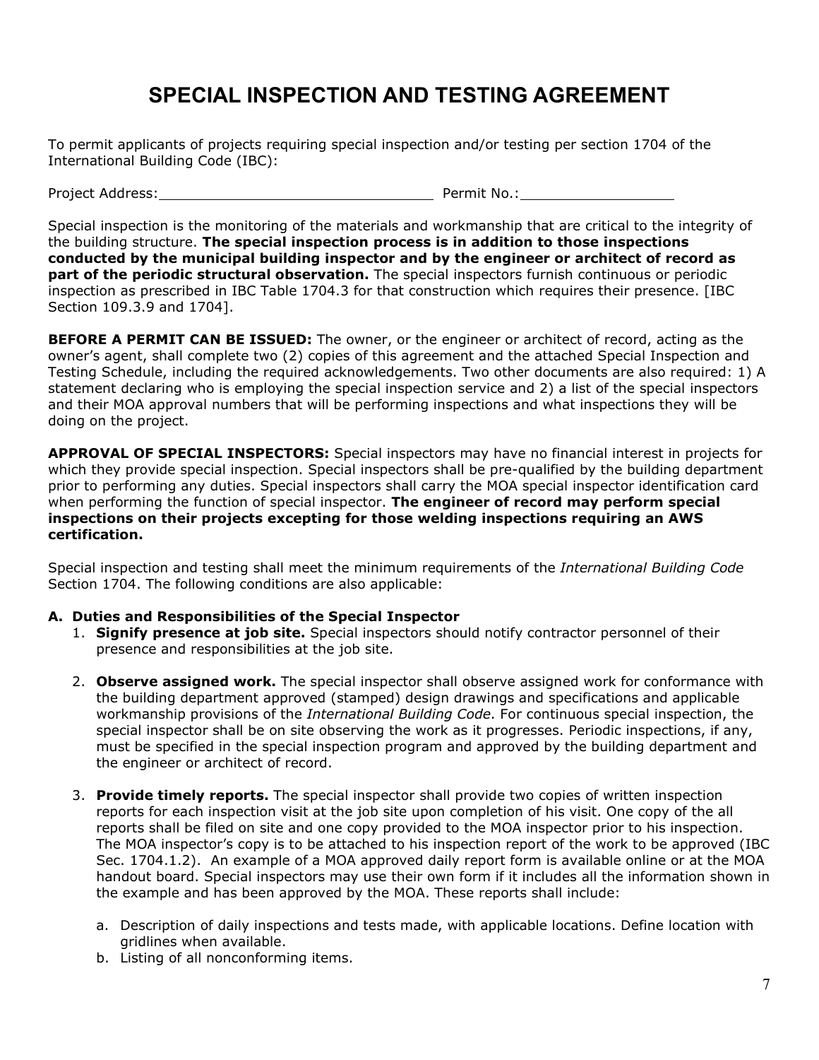# SPECIAL INSPECTION AND TESTING AGREEMENT

To permit applicants of projects requiring special inspection and/or testing per section 1704 of the International Building Code (IBC):

Project Address:________________________________ Permit No.:_________________

Special inspection is the monitoring of the materials and workmanship that are critical to the integrity of the building structure. **The special inspection process is in addition to those inspections conducted by the municipal building inspector and by the engineer or architect of record as part of the periodic structural observation.** The special inspectors furnish continuous or periodic inspection as prescribed in IBC Table 1704.3 for that construction which requires their presence. [IBC Section 109.3.9 and 1704].

**BEFORE A PERMIT CAN BE ISSUED:** The owner, or the engineer or architect of record, acting as the owner's agent, shall complete two (2) copies of this agreement and the attached Special Inspection and Testing Schedule, including the required acknowledgements. Two other documents are also required: 1) A statement declaring who is employing the special inspection service and 2) a list of the special inspectors and their MOA approval numbers that will be performing inspections and what inspections they will be doing on the project.

**APPROVAL OF SPECIAL INSPECTORS:** Special inspectors may have no financial interest in projects for which they provide special inspection. Special inspectors shall be pre-qualified by the building department prior to performing any duties. Special inspectors shall carry the MOA special inspector identification card when performing the function of special inspector. **The engineer of record may perform special inspections on their projects excepting for those welding inspections requiring an AWS certification.**

Special inspection and testing shall meet the minimum requirements of the *International Building Code* Section 1704. The following conditions are also applicable:

**A. Duties and Responsibilities of the Special Inspector**

1. **Signify presence at job site.** Special inspectors should notify contractor personnel of their presence and responsibilities at the job site.

2. **Observe assigned work.** The special inspector shall observe assigned work for conformance with the building department approved (stamped) design drawings and specifications and applicable workmanship provisions of the *International Building Code*. For continuous special inspection, the special inspector shall be on site observing the work as it progresses. Periodic inspections, if any, must be specified in the special inspection program and approved by the building department and the engineer or architect of record.

3. **Provide timely reports.** The special inspector shall provide two copies of written inspection reports for each inspection visit at the job site upon completion of his visit. One copy of the all reports shall be filed on site and one copy provided to the MOA inspector prior to his inspection. The MOA inspector's copy is to be attached to his inspection report of the work to be approved (IBC Sec. 1704.1.2). An example of a MOA approved daily report form is available online or at the MOA handout board. Special inspectors may use their own form if it includes all the information shown in the example and has been approved by the MOA. These reports shall include:

   a. Description of daily inspections and tests made, with applicable locations. Define location with gridlines when available.
   b. Listing of all nonconforming items.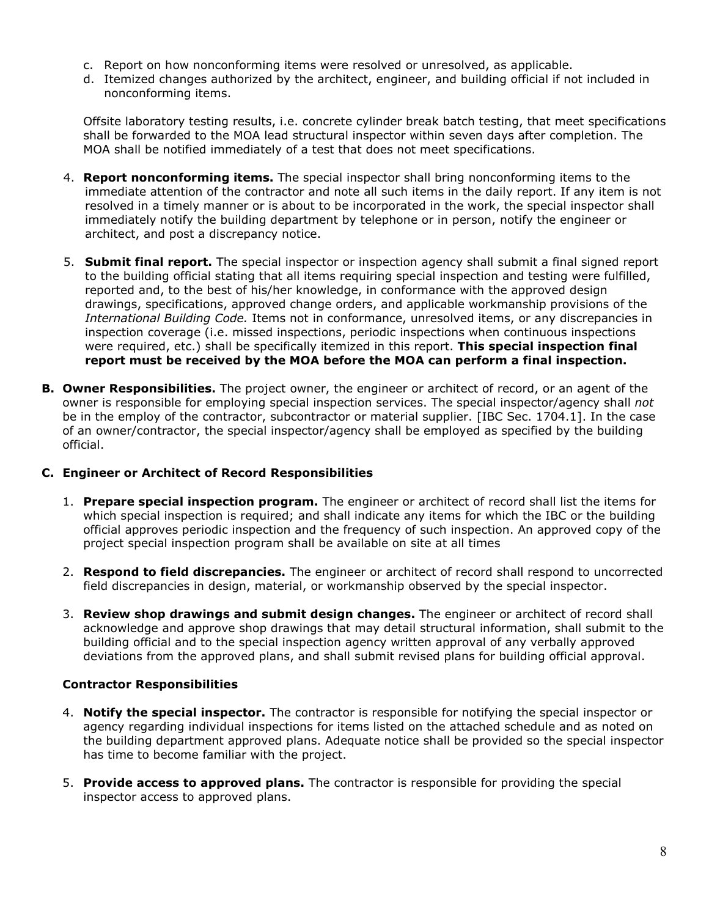c. Report on how nonconforming items were resolved or unresolved, as applicable.
d. Itemized changes authorized by the architect, engineer, and building official if not included in nonconforming items.

Offsite laboratory testing results, i.e. concrete cylinder break batch testing, that meet specifications shall be forwarded to the MOA lead structural inspector within seven days after completion. The MOA shall be notified immediately of a test that does not meet specifications.

4. **Report nonconforming items.** The special inspector shall bring nonconforming items to the immediate attention of the contractor and note all such items in the daily report. If any item is not resolved in a timely manner or is about to be incorporated in the work, the special inspector shall immediately notify the building department by telephone or in person, notify the engineer or architect, and post a discrepancy notice.

5. **Submit final report.** The special inspector or inspection agency shall submit a final signed report to the building official stating that all items requiring special inspection and testing were fulfilled, reported and, to the best of his/her knowledge, in conformance with the approved design drawings, specifications, approved change orders, and applicable workmanship provisions of the *International Building Code.* Items not in conformance, unresolved items, or any discrepancies in inspection coverage (i.e. missed inspections, periodic inspections when continuous inspections were required, etc.) shall be specifically itemized in this report. **This special inspection final report must be received by the MOA before the MOA can perform a final inspection.**

**B. Owner Responsibilities.** The project owner, the engineer or architect of record, or an agent of the owner is responsible for employing special inspection services. The special inspector/agency shall *not* be in the employ of the contractor, subcontractor or material supplier. [IBC Sec. 1704.1]. In the case of an owner/contractor, the special inspector/agency shall be employed as specified by the building official.

**C. Engineer or Architect of Record Responsibilities**

1. **Prepare special inspection program.** The engineer or architect of record shall list the items for which special inspection is required; and shall indicate any items for which the IBC or the building official approves periodic inspection and the frequency of such inspection. An approved copy of the project special inspection program shall be available on site at all times

2. **Respond to field discrepancies.** The engineer or architect of record shall respond to uncorrected field discrepancies in design, material, or workmanship observed by the special inspector.

3. **Review shop drawings and submit design changes.** The engineer or architect of record shall acknowledge and approve shop drawings that may detail structural information, shall submit to the building official and to the special inspection agency written approval of any verbally approved deviations from the approved plans, and shall submit revised plans for building official approval.

**Contractor Responsibilities**

4. **Notify the special inspector.** The contractor is responsible for notifying the special inspector or agency regarding individual inspections for items listed on the attached schedule and as noted on the building department approved plans. Adequate notice shall be provided so the special inspector has time to become familiar with the project.

5. **Provide access to approved plans.** The contractor is responsible for providing the special inspector access to approved plans.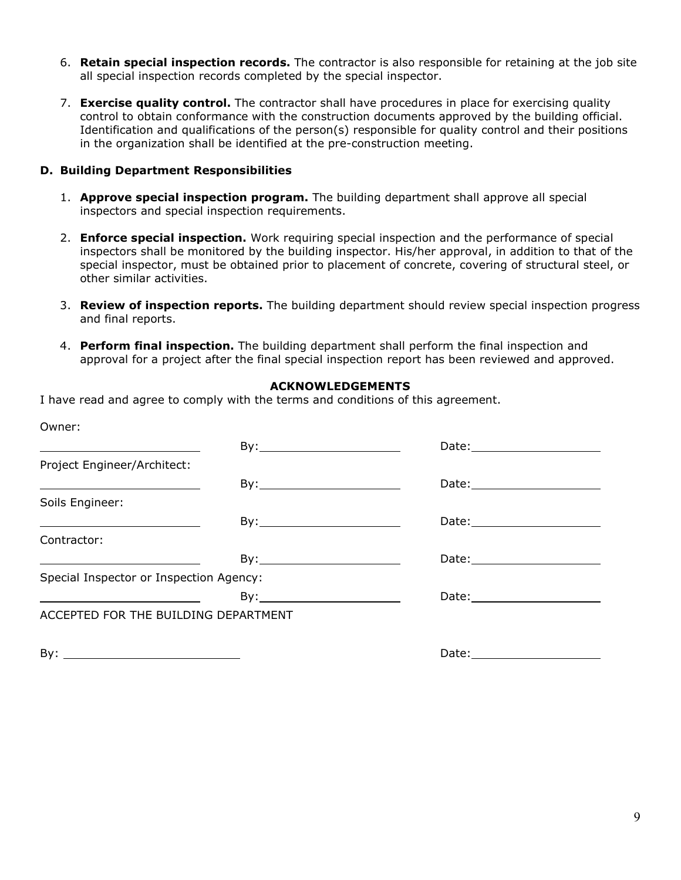6. **Retain special inspection records.** The contractor is also responsible for retaining at the job site all special inspection records completed by the special inspector.

7. **Exercise quality control.** The contractor shall have procedures in place for exercising quality control to obtain conformance with the construction documents approved by the building official. Identification and qualifications of the person(s) responsible for quality control and their positions in the organization shall be identified at the pre-construction meeting.

### D. Building Department Responsibilities

1. **Approve special inspection program.** The building department shall approve all special inspectors and special inspection requirements.

2. **Enforce special inspection.** Work requiring special inspection and the performance of special inspectors shall be monitored by the building inspector. His/her approval, in addition to that of the special inspector, must be obtained prior to placement of concrete, covering of structural steel, or other similar activities.

3. **Review of inspection reports.** The building department should review special inspection progress and final reports.

4. **Perform final inspection.** The building department shall perform the final inspection and approval for a project after the final special inspection report has been reviewed and approved.

### ACKNOWLEDGEMENTS

I have read and agree to comply with the terms and conditions of this agreement.

Owner:

________________________ By:______________________ Date:____________________

Project Engineer/Architect:

________________________ By:______________________ Date:____________________

Soils Engineer:

________________________ By:______________________ Date:____________________

Contractor:

________________________ By:______________________ Date:____________________

Special Inspector or Inspection Agency:

________________________ By:______________________ Date:____________________

ACCEPTED FOR THE BUILDING DEPARTMENT

By: ________________________ Date:____________________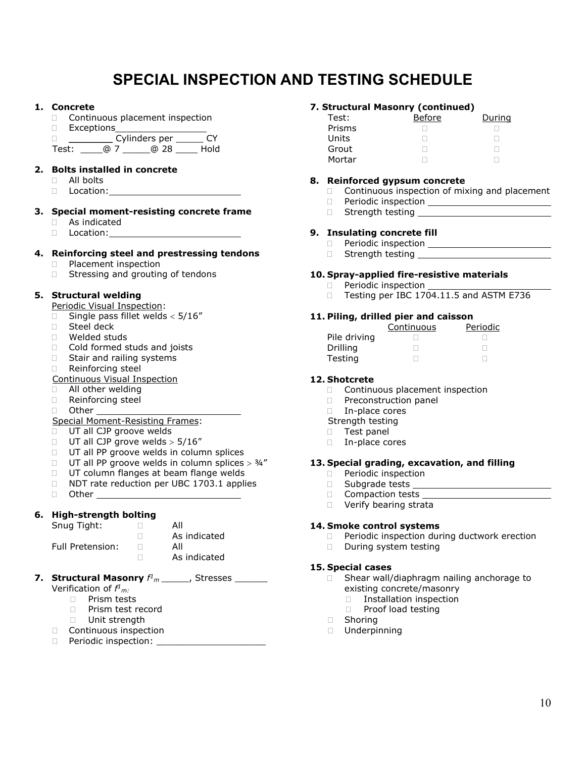# SPECIAL INSPECTION AND TESTING SCHEDULE

**1. Concrete**

- ☐ Continuous placement inspection
- ☐ Exceptions________________
- ☐ ________ Cylinders per _____ CY

Test: ____@ 7 _____@ 28 ____ Hold

**2. Bolts installed in concrete**

- ☐ All bolts
- ☐ Location:________________________

**3. Special moment-resisting concrete frame**

- ☐ As indicated
- ☐ Location:________________________

**4. Reinforcing steel and prestressing tendons**

- ☐ Placement inspection
- ☐ Stressing and grouting of tendons

**5. Structural welding**

Periodic Visual Inspection:

- ☐ Single pass fillet welds < 5/16"
- ☐ Steel deck
- ☐ Welded studs
- ☐ Cold formed studs and joists
- ☐ Stair and railing systems
- ☐ Reinforcing steel

Continuous Visual Inspection

- ☐ All other welding
- ☐ Reinforcing steel
- ☐ Other ________________________

Special Moment-Resisting Frames:

- ☐ UT all CJP groove welds
- ☐ UT all CJP grove welds > 5/16"
- ☐ UT all PP groove welds in column splices
- ☐ UT all PP groove welds in column splices > ¾"
- ☐ UT column flanges at beam flange welds
- ☐ NDT rate reduction per UBC 1703.1 applies
- ☐ Other ________________________

**6. High-strength bolting**

| | | |
|---|---|---|
| Snug Tight: | ☐ | All |
| | ☐ | As indicated |
| Full Pretension: | ☐ | All |
| | ☐ | As indicated |

**7. Structural Masonry** $f'_m$ _____, Stresses ______

Verification of $f'_m$:

- ☐ Prism tests
- ☐ Prism test record
- ☐ Unit strength
- ☐ Continuous inspection
- ☐ Periodic inspection: ____________________

**7. Structural Masonry (continued)**

| Test: | Before | During |
|---|---|---|
| Prisms | ☐ | ☐ |
| Units | ☐ | ☐ |
| Grout | ☐ | ☐ |
| Mortar | ☐ | ☐ |

**8. Reinforced gypsum concrete**

- ☐ Continuous inspection of mixing and placement
- ☐ Periodic inspection ________________________
- ☐ Strength testing ________________________

**9. Insulating concrete fill**

- ☐ Periodic inspection ________________________
- ☐ Strength testing ________________________

**10. Spray-applied fire-resistive materials**

- ☐ Periodic inspection ________________________
- ☐ Testing per IBC 1704.11.5 and ASTM E736

**11. Piling, drilled pier and caisson**

| | Continuous | Periodic |
|---|---|---|
| Pile driving | ☐ | ☐ |
| Drilling | ☐ | ☐ |
| Testing | ☐ | ☐ |

**12. Shotcrete**

- ☐ Continuous placement inspection
- ☐ Preconstruction panel
- ☐ In-place cores

Strength testing

- ☐ Test panel
- ☐ In-place cores

**13. Special grading, excavation, and filling**

- ☐ Periodic inspection
- ☐ Subgrade tests ________________________
- ☐ Compaction tests ________________________
- ☐ Verify bearing strata

**14. Smoke control systems**

- ☐ Periodic inspection during ductwork erection
- ☐ During system testing

**15. Special cases**

- ☐ Shear wall/diaphragm nailing anchorage to existing concrete/masonry
  - ☐ Installation inspection
  - ☐ Proof load testing
- ☐ Shoring
- ☐ Underpinning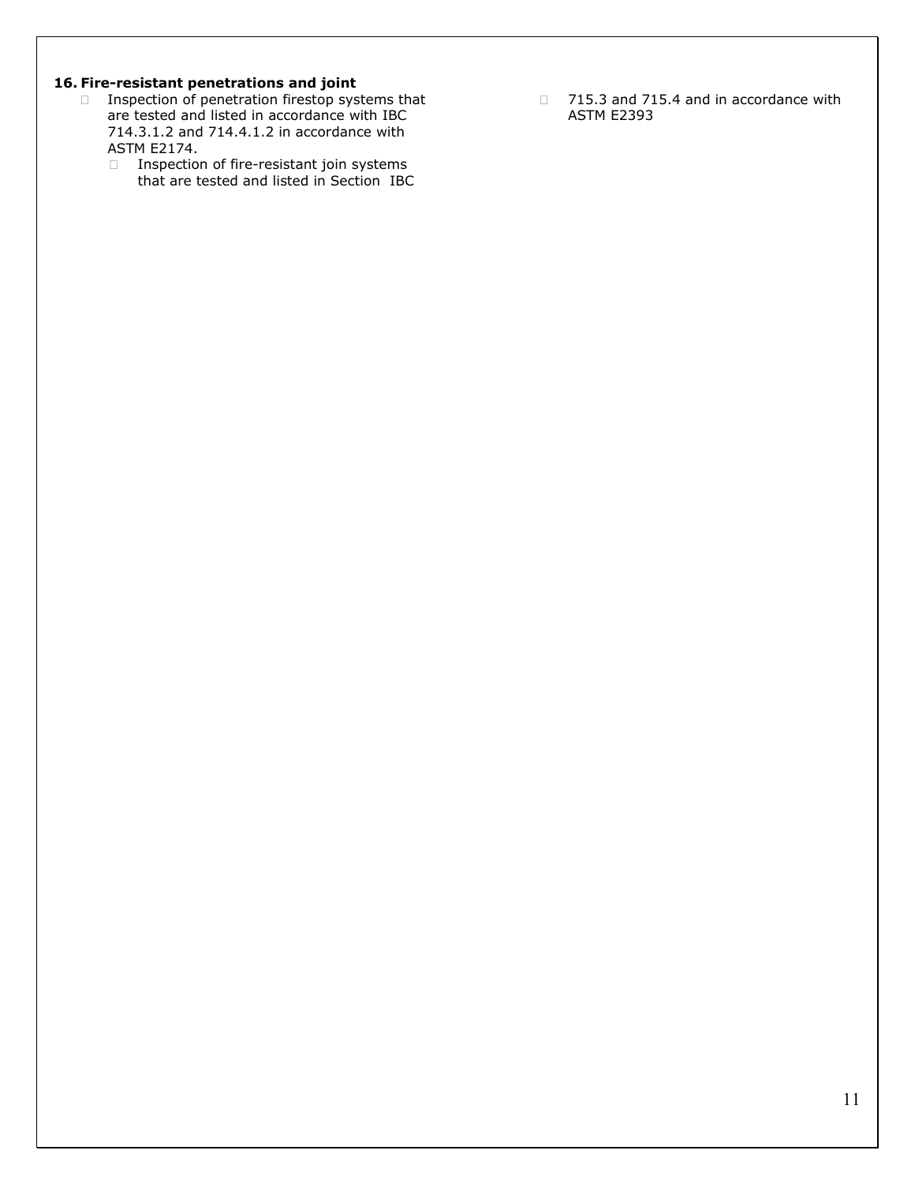**16. Fire-resistant penetrations and joint**

- Inspection of penetration firestop systems that are tested and listed in accordance with IBC 714.3.1.2 and 714.4.1.2 in accordance with ASTM E2174.
  - Inspection of fire-resistant join systems that are tested and listed in Section IBC

- 715.3 and 715.4 and in accordance with ASTM E2393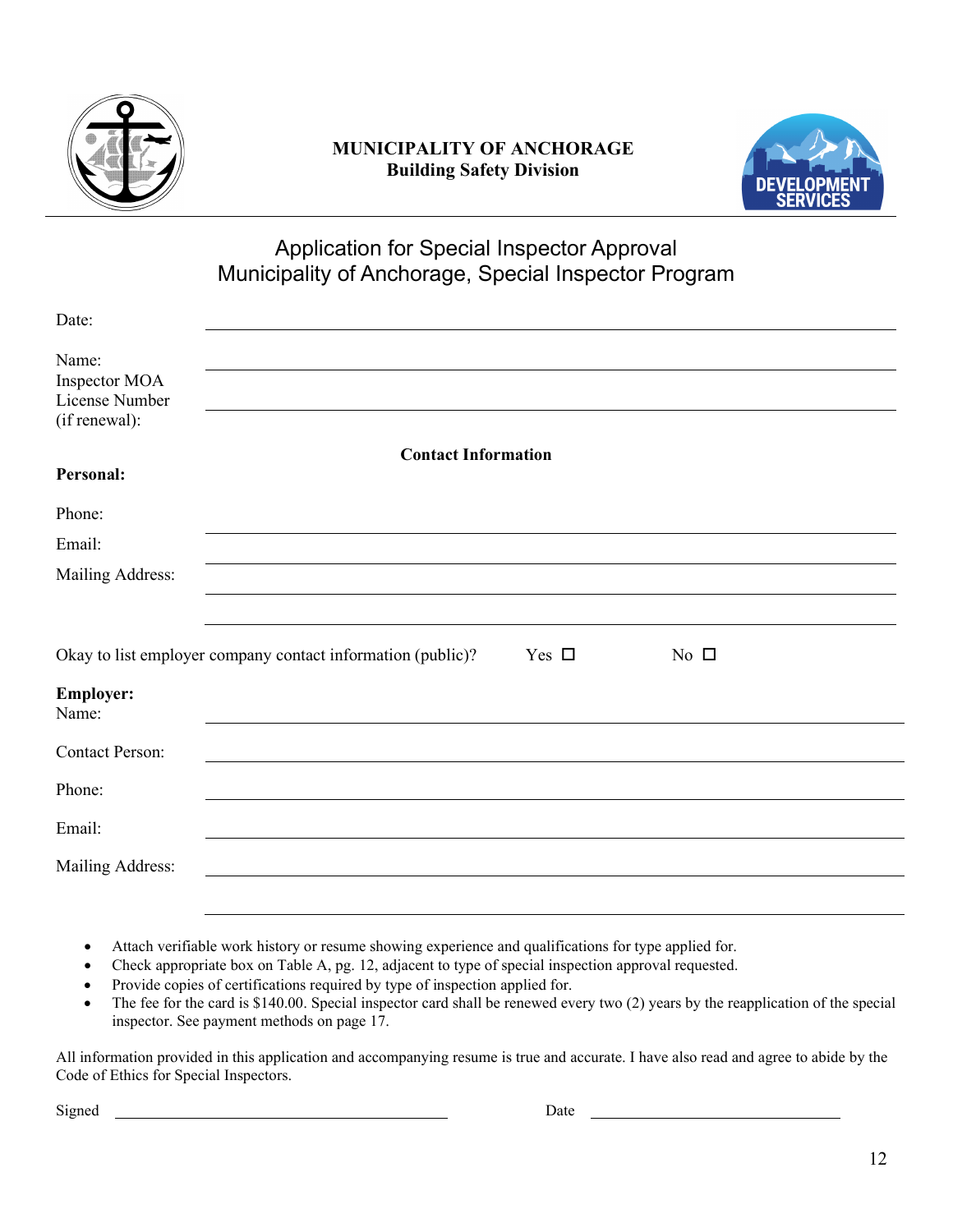**MUNICIPALITY OF ANCHORAGE**
**Building Safety Division**

# Application for Special Inspector Approval
# Municipality of Anchorage, Special Inspector Program

Date: ______________________________

Name: ______________________________

Inspector MOA License Number (if renewal): ______________________________

**Contact Information**

**Personal:**

Phone: ______________________________

Email: ______________________________

Mailing Address: ______________________________

______________________________

Okay to list employer company contact information (public)? Yes ☐ No ☐

**Employer:**

Name: ______________________________

Contact Person: ______________________________

Phone: ______________________________

Email: ______________________________

Mailing Address: ______________________________

______________________________

- Attach verifiable work history or resume showing experience and qualifications for type applied for.
- Check appropriate box on Table A, pg. 12, adjacent to type of special inspection approval requested.
- Provide copies of certifications required by type of inspection applied for.
- The fee for the card is $140.00. Special inspector card shall be renewed every two (2) years by the reapplication of the special inspector. See payment methods on page 17.

All information provided in this application and accompanying resume is true and accurate. I have also read and agree to abide by the Code of Ethics for Special Inspectors.

Signed ______________________________ Date ______________________________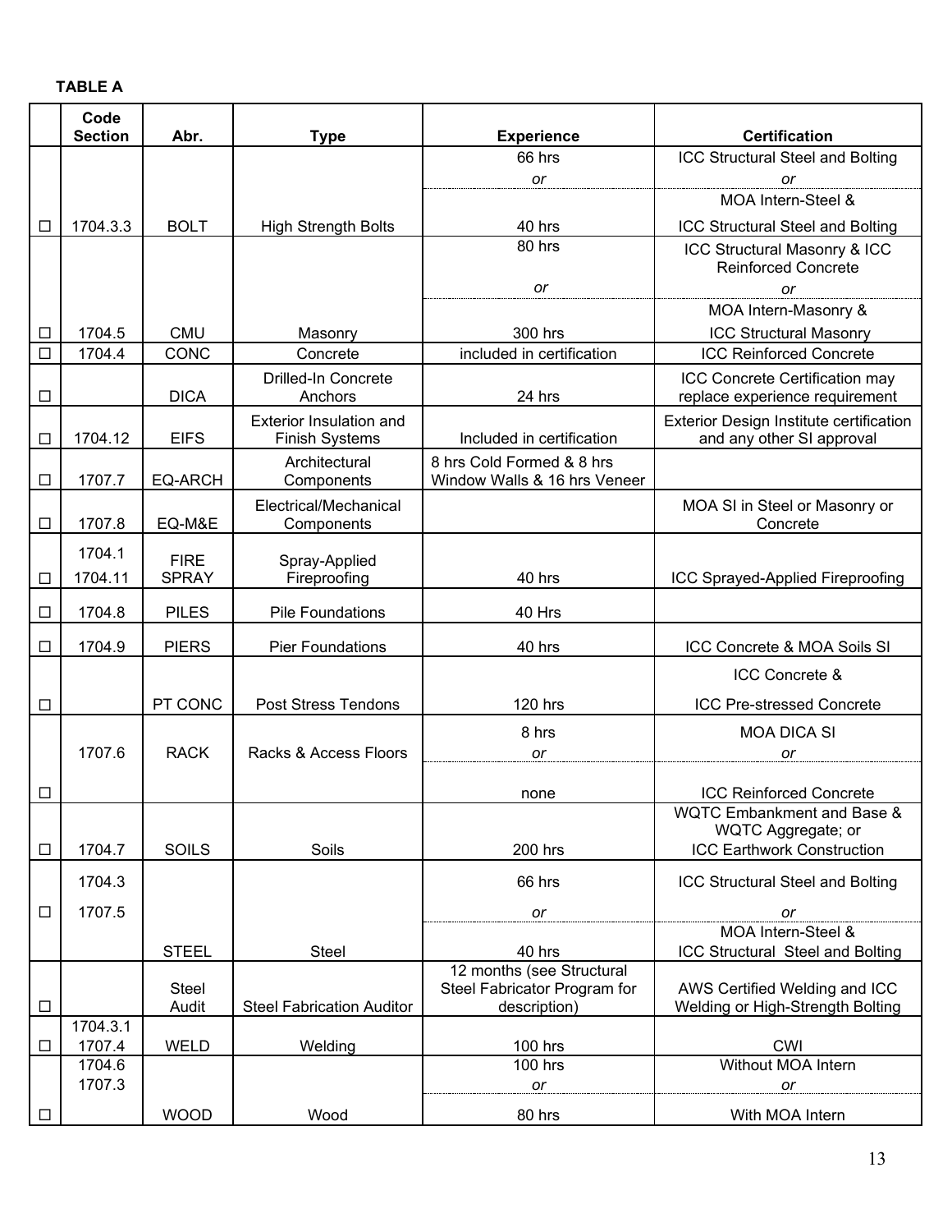**TABLE A**

| | Code Section | Abr. | Type | Experience | Certification |
|---|---|---|---|---|---|
| ☐ | 1704.3.3 | BOLT | High Strength Bolts | 66 hrs *or* 40 hrs | ICC Structural Steel and Bolting *or* MOA Intern-Steel & ICC Structural Steel and Bolting |
| ☐ | 1704.5 | CMU | Masonry | 80 hrs *or* 300 hrs | ICC Structural Masonry & ICC Reinforced Concrete *or* MOA Intern-Masonry & ICC Structural Masonry |
| ☐ | 1704.4 | CONC | Concrete | included in certification | ICC Reinforced Concrete |
| ☐ | | DICA | Drilled-In Concrete Anchors | 24 hrs | ICC Concrete Certification may replace experience requirement |
| ☐ | 1704.12 | EIFS | Exterior Insulation and Finish Systems | Included in certification | Exterior Design Institute certification and any other SI approval |
| ☐ | 1707.7 | EQ-ARCH | Architectural Components | 8 hrs Cold Formed & 8 hrs Window Walls & 16 hrs Veneer | |
| ☐ | 1707.8 | EQ-M&E | Electrical/Mechanical Components | | MOA SI in Steel or Masonry or Concrete |
| ☐ | 1704.1 1704.11 | FIRE SPRAY | Spray-Applied Fireproofing | 40 hrs | ICC Sprayed-Applied Fireproofing |
| ☐ | 1704.8 | PILES | Pile Foundations | 40 Hrs | |
| ☐ | 1704.9 | PIERS | Pier Foundations | 40 hrs | ICC Concrete & MOA Soils SI |
| ☐ | | PT CONC | Post Stress Tendons | 120 hrs | ICC Concrete & ICC Pre-stressed Concrete |
| ☐ | 1707.6 | RACK | Racks & Access Floors | 8 hrs *or* none | MOA DICA SI *or* ICC Reinforced Concrete |
| ☐ | 1704.7 | SOILS | Soils | 200 hrs | WQTC Embankment and Base & WQTC Aggregate; or ICC Earthwork Construction |
| ☐ | 1704.3 1707.5 | STEEL | Steel | 66 hrs *or* 40 hrs | ICC Structural Steel and Bolting *or* MOA Intern-Steel & ICC Structural Steel and Bolting |
| ☐ | | Steel Audit | Steel Fabrication Auditor | 12 months (see Structural Steel Fabricator Program for description) | AWS Certified Welding and ICC Welding or High-Strength Bolting |
| ☐ | 1704.3.1 1707.4 | WELD | Welding | 100 hrs | CWI |
| ☐ | 1704.6 1707.3 | WOOD | Wood | 100 hrs *or* 80 hrs | Without MOA Intern *or* With MOA Intern |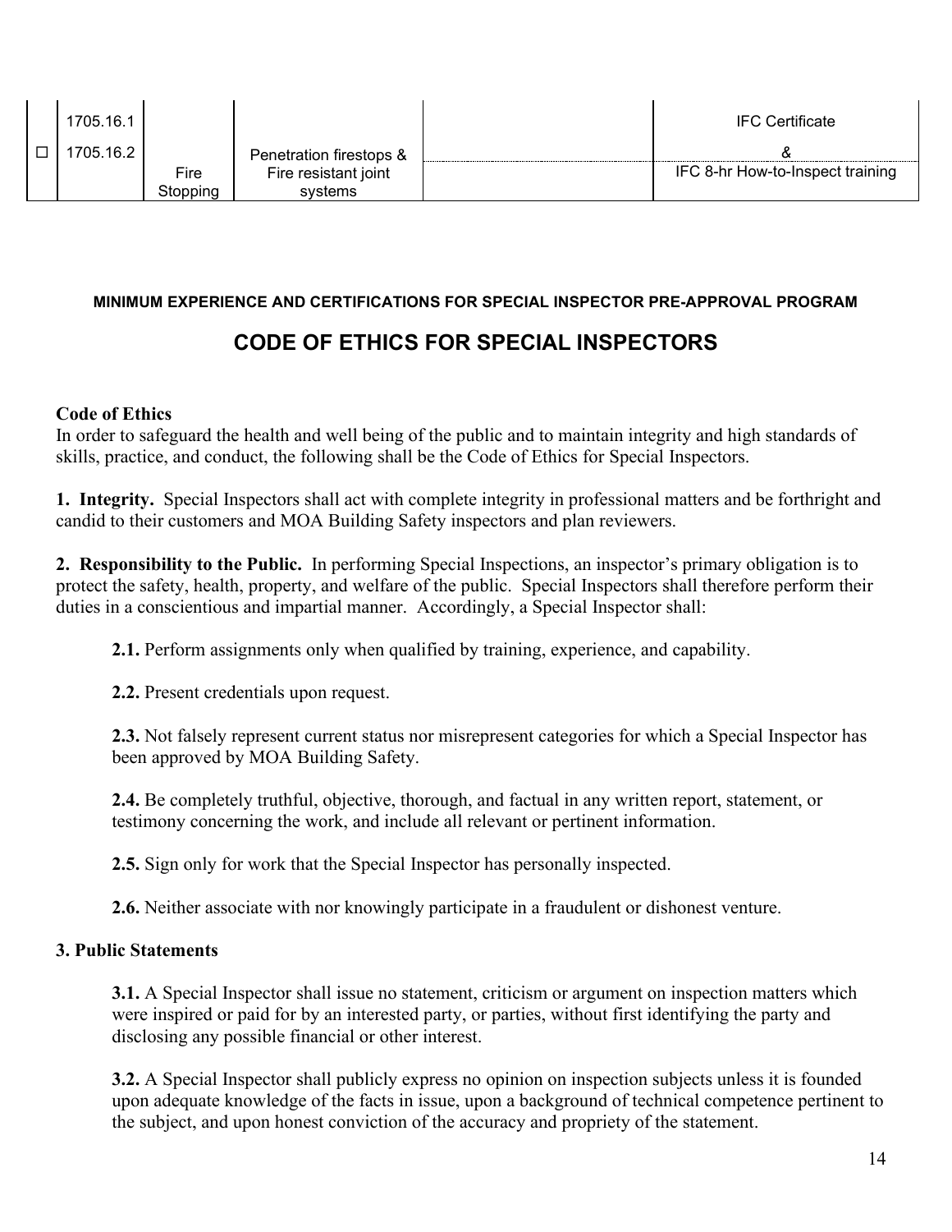| | | | | | |
|---|---|---|---|---|---|
| | 1705.16.1 | | | | IFC Certificate |
| ☐ | 1705.16.2 | Fire Stopping | Penetration firestops & Fire resistant joint systems | | & IFC 8-hr How-to-Inspect training |

**MINIMUM EXPERIENCE AND CERTIFICATIONS FOR SPECIAL INSPECTOR PRE-APPROVAL PROGRAM**

# CODE OF ETHICS FOR SPECIAL INSPECTORS

**Code of Ethics**

In order to safeguard the health and well being of the public and to maintain integrity and high standards of skills, practice, and conduct, the following shall be the Code of Ethics for Special Inspectors.

**1. Integrity.** Special Inspectors shall act with complete integrity in professional matters and be forthright and candid to their customers and MOA Building Safety inspectors and plan reviewers.

**2. Responsibility to the Public.** In performing Special Inspections, an inspector's primary obligation is to protect the safety, health, property, and welfare of the public. Special Inspectors shall therefore perform their duties in a conscientious and impartial manner. Accordingly, a Special Inspector shall:

**2.1.** Perform assignments only when qualified by training, experience, and capability.

**2.2.** Present credentials upon request.

**2.3.** Not falsely represent current status nor misrepresent categories for which a Special Inspector has been approved by MOA Building Safety.

**2.4.** Be completely truthful, objective, thorough, and factual in any written report, statement, or testimony concerning the work, and include all relevant or pertinent information.

**2.5.** Sign only for work that the Special Inspector has personally inspected.

**2.6.** Neither associate with nor knowingly participate in a fraudulent or dishonest venture.

**3. Public Statements**

**3.1.** A Special Inspector shall issue no statement, criticism or argument on inspection matters which were inspired or paid for by an interested party, or parties, without first identifying the party and disclosing any possible financial or other interest.

**3.2.** A Special Inspector shall publicly express no opinion on inspection subjects unless it is founded upon adequate knowledge of the facts in issue, upon a background of technical competence pertinent to the subject, and upon honest conviction of the accuracy and propriety of the statement.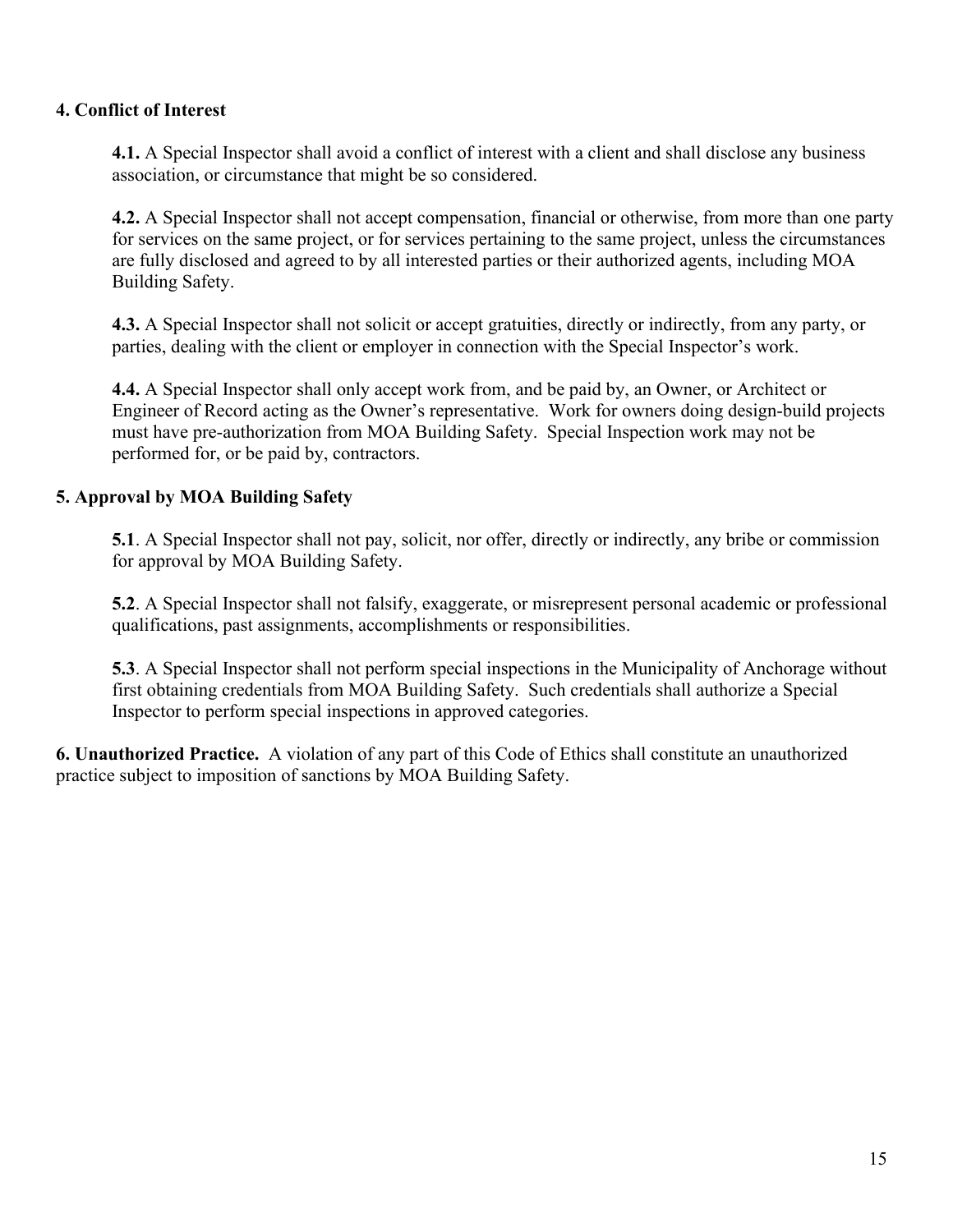**4. Conflict of Interest**

**4.1.** A Special Inspector shall avoid a conflict of interest with a client and shall disclose any business association, or circumstance that might be so considered.

**4.2.** A Special Inspector shall not accept compensation, financial or otherwise, from more than one party for services on the same project, or for services pertaining to the same project, unless the circumstances are fully disclosed and agreed to by all interested parties or their authorized agents, including MOA Building Safety.

**4.3.** A Special Inspector shall not solicit or accept gratuities, directly or indirectly, from any party, or parties, dealing with the client or employer in connection with the Special Inspector's work.

**4.4.** A Special Inspector shall only accept work from, and be paid by, an Owner, or Architect or Engineer of Record acting as the Owner's representative. Work for owners doing design-build projects must have pre-authorization from MOA Building Safety. Special Inspection work may not be performed for, or be paid by, contractors.

**5. Approval by MOA Building Safety**

**5.1**. A Special Inspector shall not pay, solicit, nor offer, directly or indirectly, any bribe or commission for approval by MOA Building Safety.

**5.2**. A Special Inspector shall not falsify, exaggerate, or misrepresent personal academic or professional qualifications, past assignments, accomplishments or responsibilities.

**5.3**. A Special Inspector shall not perform special inspections in the Municipality of Anchorage without first obtaining credentials from MOA Building Safety. Such credentials shall authorize a Special Inspector to perform special inspections in approved categories.

**6. Unauthorized Practice.** A violation of any part of this Code of Ethics shall constitute an unauthorized practice subject to imposition of sanctions by MOA Building Safety.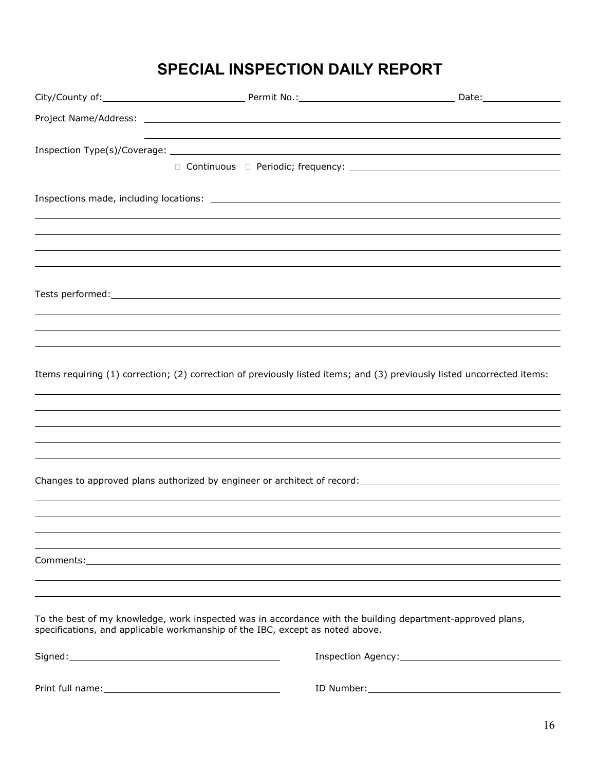# SPECIAL INSPECTION DAILY REPORT

City/County of: ______________________ Permit No.: ______________________ Date: ______________

Project Name/Address: ____________________________________________

____________________________________________

Inspection Type(s)/Coverage: ____________________________________________

□ Continuous □ Periodic; frequency: ______________________

Inspections made, including locations: ____________________________________________

____________________________________________

____________________________________________

____________________________________________

____________________________________________

Tests performed: ____________________________________________

____________________________________________

____________________________________________

____________________________________________

Items requiring (1) correction; (2) correction of previously listed items; and (3) previously listed uncorrected items:

____________________________________________

____________________________________________

____________________________________________

____________________________________________

____________________________________________

Changes to approved plans authorized by engineer or architect of record: ______________________

____________________________________________

____________________________________________

____________________________________________

____________________________________________

Comments: ____________________________________________

____________________________________________

____________________________________________

To the best of my knowledge, work inspected was in accordance with the building department-approved plans, specifications, and applicable workmanship of the IBC, except as noted above.

Signed: ______________________ Inspection Agency: ______________________

Print full name: ______________________ ID Number: ______________________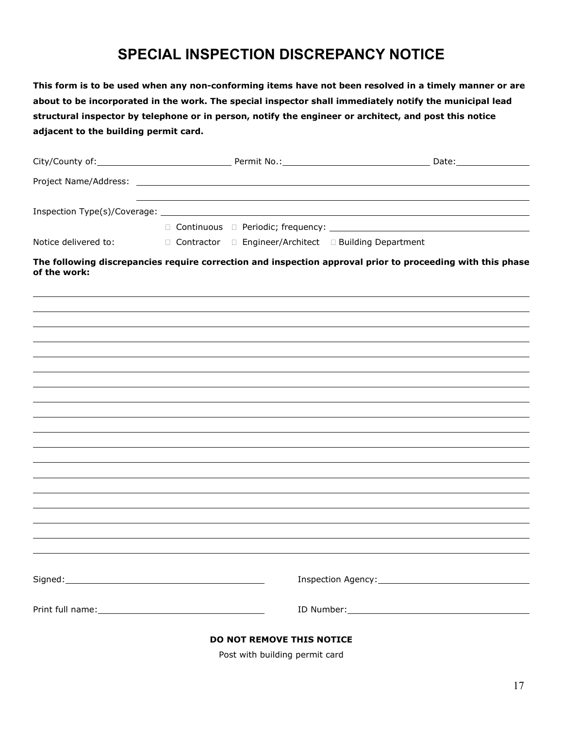# SPECIAL INSPECTION DISCREPANCY NOTICE

**This form is to be used when any non-conforming items have not been resolved in a timely manner or are about to be incorporated in the work. The special inspector shall immediately notify the municipal lead structural inspector by telephone or in person, notify the engineer or architect, and post this notice adjacent to the building permit card.**

City/County of: \_\_\_\_\_\_\_\_\_\_\_\_\_\_\_\_\_\_\_\_ Permit No.: \_\_\_\_\_\_\_\_\_\_\_\_\_\_\_\_\_\_\_\_ Date: \_\_\_\_\_\_\_\_\_\_

Project Name/Address: \_\_\_\_\_\_\_\_\_\_\_\_\_\_\_\_\_\_\_\_\_\_\_\_\_\_\_\_\_\_\_\_\_\_\_\_\_\_\_\_\_\_\_\_\_\_\_\_\_\_\_\_\_\_\_\_\_\_\_\_

\_\_\_\_\_\_\_\_\_\_\_\_\_\_\_\_\_\_\_\_\_\_\_\_\_\_\_\_\_\_\_\_\_\_\_\_\_\_\_\_\_\_\_\_\_\_\_\_\_\_\_\_\_\_\_\_\_\_\_\_

Inspection Type(s)/Coverage: \_\_\_\_\_\_\_\_\_\_\_\_\_\_\_\_\_\_\_\_\_\_\_\_\_\_\_\_\_\_\_\_\_\_\_\_\_\_\_\_\_\_\_\_\_\_\_\_\_\_\_\_\_\_

☐ Continuous ☐ Periodic; frequency: \_\_\_\_\_\_\_\_\_\_\_\_\_\_\_\_\_\_\_\_\_\_\_\_\_\_\_\_\_\_\_\_\_\_

Notice delivered to: ☐ Contractor ☐ Engineer/Architect ☐ Building Department

**The following discrepancies require correction and inspection approval prior to proceeding with this phase of the work:**

\_\_\_\_\_\_\_\_\_\_\_\_\_\_\_\_\_\_\_\_\_\_\_\_\_\_\_\_\_\_\_\_\_\_\_\_\_\_\_\_\_\_\_\_\_\_\_\_\_\_\_\_\_\_\_\_\_\_\_\_\_\_\_\_\_\_\_\_\_\_\_\_\_\_\_\_

\_\_\_\_\_\_\_\_\_\_\_\_\_\_\_\_\_\_\_\_\_\_\_\_\_\_\_\_\_\_\_\_\_\_\_\_\_\_\_\_\_\_\_\_\_\_\_\_\_\_\_\_\_\_\_\_\_\_\_\_\_\_\_\_\_\_\_\_\_\_\_\_\_\_\_\_

\_\_\_\_\_\_\_\_\_\_\_\_\_\_\_\_\_\_\_\_\_\_\_\_\_\_\_\_\_\_\_\_\_\_\_\_\_\_\_\_\_\_\_\_\_\_\_\_\_\_\_\_\_\_\_\_\_\_\_\_\_\_\_\_\_\_\_\_\_\_\_\_\_\_\_\_

\_\_\_\_\_\_\_\_\_\_\_\_\_\_\_\_\_\_\_\_\_\_\_\_\_\_\_\_\_\_\_\_\_\_\_\_\_\_\_\_\_\_\_\_\_\_\_\_\_\_\_\_\_\_\_\_\_\_\_\_\_\_\_\_\_\_\_\_\_\_\_\_\_\_\_\_

\_\_\_\_\_\_\_\_\_\_\_\_\_\_\_\_\_\_\_\_\_\_\_\_\_\_\_\_\_\_\_\_\_\_\_\_\_\_\_\_\_\_\_\_\_\_\_\_\_\_\_\_\_\_\_\_\_\_\_\_\_\_\_\_\_\_\_\_\_\_\_\_\_\_\_\_

\_\_\_\_\_\_\_\_\_\_\_\_\_\_\_\_\_\_\_\_\_\_\_\_\_\_\_\_\_\_\_\_\_\_\_\_\_\_\_\_\_\_\_\_\_\_\_\_\_\_\_\_\_\_\_\_\_\_\_\_\_\_\_\_\_\_\_\_\_\_\_\_\_\_\_\_

\_\_\_\_\_\_\_\_\_\_\_\_\_\_\_\_\_\_\_\_\_\_\_\_\_\_\_\_\_\_\_\_\_\_\_\_\_\_\_\_\_\_\_\_\_\_\_\_\_\_\_\_\_\_\_\_\_\_\_\_\_\_\_\_\_\_\_\_\_\_\_\_\_\_\_\_

\_\_\_\_\_\_\_\_\_\_\_\_\_\_\_\_\_\_\_\_\_\_\_\_\_\_\_\_\_\_\_\_\_\_\_\_\_\_\_\_\_\_\_\_\_\_\_\_\_\_\_\_\_\_\_\_\_\_\_\_\_\_\_\_\_\_\_\_\_\_\_\_\_\_\_\_

\_\_\_\_\_\_\_\_\_\_\_\_\_\_\_\_\_\_\_\_\_\_\_\_\_\_\_\_\_\_\_\_\_\_\_\_\_\_\_\_\_\_\_\_\_\_\_\_\_\_\_\_\_\_\_\_\_\_\_\_\_\_\_\_\_\_\_\_\_\_\_\_\_\_\_\_

\_\_\_\_\_\_\_\_\_\_\_\_\_\_\_\_\_\_\_\_\_\_\_\_\_\_\_\_\_\_\_\_\_\_\_\_\_\_\_\_\_\_\_\_\_\_\_\_\_\_\_\_\_\_\_\_\_\_\_\_\_\_\_\_\_\_\_\_\_\_\_\_\_\_\_\_

\_\_\_\_\_\_\_\_\_\_\_\_\_\_\_\_\_\_\_\_\_\_\_\_\_\_\_\_\_\_\_\_\_\_\_\_\_\_\_\_\_\_\_\_\_\_\_\_\_\_\_\_\_\_\_\_\_\_\_\_\_\_\_\_\_\_\_\_\_\_\_\_\_\_\_\_

\_\_\_\_\_\_\_\_\_\_\_\_\_\_\_\_\_\_\_\_\_\_\_\_\_\_\_\_\_\_\_\_\_\_\_\_\_\_\_\_\_\_\_\_\_\_\_\_\_\_\_\_\_\_\_\_\_\_\_\_\_\_\_\_\_\_\_\_\_\_\_\_\_\_\_\_

\_\_\_\_\_\_\_\_\_\_\_\_\_\_\_\_\_\_\_\_\_\_\_\_\_\_\_\_\_\_\_\_\_\_\_\_\_\_\_\_\_\_\_\_\_\_\_\_\_\_\_\_\_\_\_\_\_\_\_\_\_\_\_\_\_\_\_\_\_\_\_\_\_\_\_\_

\_\_\_\_\_\_\_\_\_\_\_\_\_\_\_\_\_\_\_\_\_\_\_\_\_\_\_\_\_\_\_\_\_\_\_\_\_\_\_\_\_\_\_\_\_\_\_\_\_\_\_\_\_\_\_\_\_\_\_\_\_\_\_\_\_\_\_\_\_\_\_\_\_\_\_\_

\_\_\_\_\_\_\_\_\_\_\_\_\_\_\_\_\_\_\_\_\_\_\_\_\_\_\_\_\_\_\_\_\_\_\_\_\_\_\_\_\_\_\_\_\_\_\_\_\_\_\_\_\_\_\_\_\_\_\_\_\_\_\_\_\_\_\_\_\_\_\_\_\_\_\_\_

\_\_\_\_\_\_\_\_\_\_\_\_\_\_\_\_\_\_\_\_\_\_\_\_\_\_\_\_\_\_\_\_\_\_\_\_\_\_\_\_\_\_\_\_\_\_\_\_\_\_\_\_\_\_\_\_\_\_\_\_\_\_\_\_\_\_\_\_\_\_\_\_\_\_\_\_

\_\_\_\_\_\_\_\_\_\_\_\_\_\_\_\_\_\_\_\_\_\_\_\_\_\_\_\_\_\_\_\_\_\_\_\_\_\_\_\_\_\_\_\_\_\_\_\_\_\_\_\_\_\_\_\_\_\_\_\_\_\_\_\_\_\_\_\_\_\_\_\_\_\_\_\_

\_\_\_\_\_\_\_\_\_\_\_\_\_\_\_\_\_\_\_\_\_\_\_\_\_\_\_\_\_\_\_\_\_\_\_\_\_\_\_\_\_\_\_\_\_\_\_\_\_\_\_\_\_\_\_\_\_\_\_\_\_\_\_\_\_\_\_\_\_\_\_\_\_\_\_\_

Signed: \_\_\_\_\_\_\_\_\_\_\_\_\_\_\_\_\_\_\_\_\_\_\_\_\_\_\_\_ Inspection Agency: \_\_\_\_\_\_\_\_\_\_\_\_\_\_\_\_\_\_\_\_\_\_\_\_

Print full name: \_\_\_\_\_\_\_\_\_\_\_\_\_\_\_\_\_\_\_\_\_\_\_\_ ID Number: \_\_\_\_\_\_\_\_\_\_\_\_\_\_\_\_\_\_\_\_\_\_\_\_\_\_\_\_

**DO NOT REMOVE THIS NOTICE**

Post with building permit card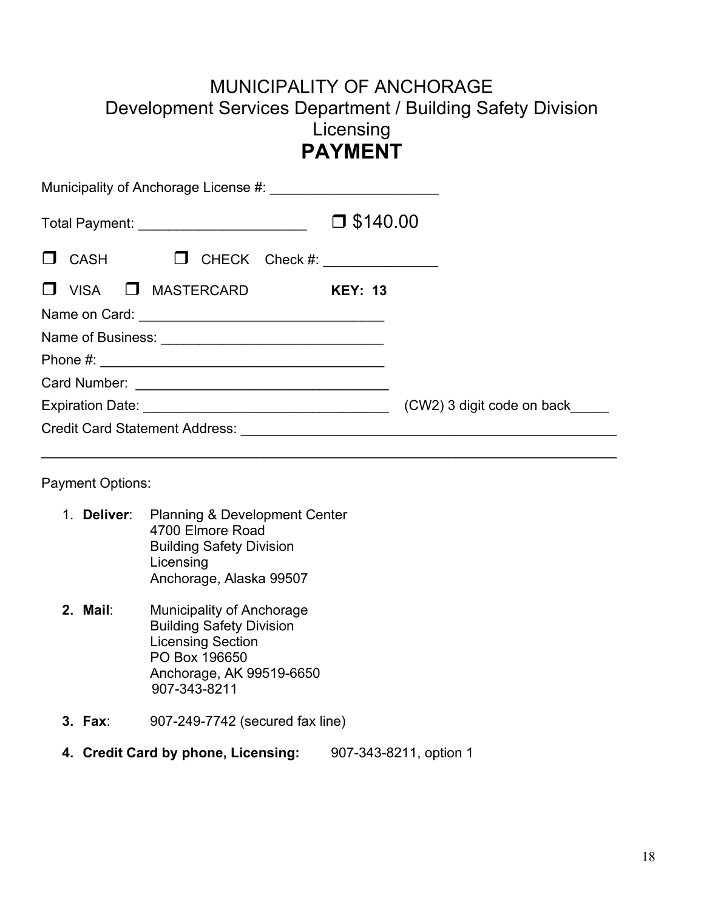# MUNICIPALITY OF ANCHORAGE

## Development Services Department / Building Safety Division
## Licensing

# PAYMENT

Municipality of Anchorage License #: ______________________

Total Payment: ______________________ ❒ $140.00

❒ CASH ❒ CHECK Check #: _______________

❒ VISA ❒ MASTERCARD **KEY: 13**

Name on Card: ________________________________

Name of Business: _____________________________

Phone #: _____________________________________

Card Number: _________________________________

Expiration Date: _________________________________ (CW2) 3 digit code on back_____

Credit Card Statement Address: ___________________________________________________

_____________________________________________________________________________

Payment Options:

1. **Deliver**: Planning & Development Center
   4700 Elmore Road
   Building Safety Division
   Licensing
   Anchorage, Alaska 99507

2. **Mail**: Municipality of Anchorage
   Building Safety Division
   Licensing Section
   PO Box 196650
   Anchorage, AK 99519-6650
   907-343-8211

3. **Fax**: 907-249-7742 (secured fax line)

4. **Credit Card by phone, Licensing:** 907-343-8211, option 1